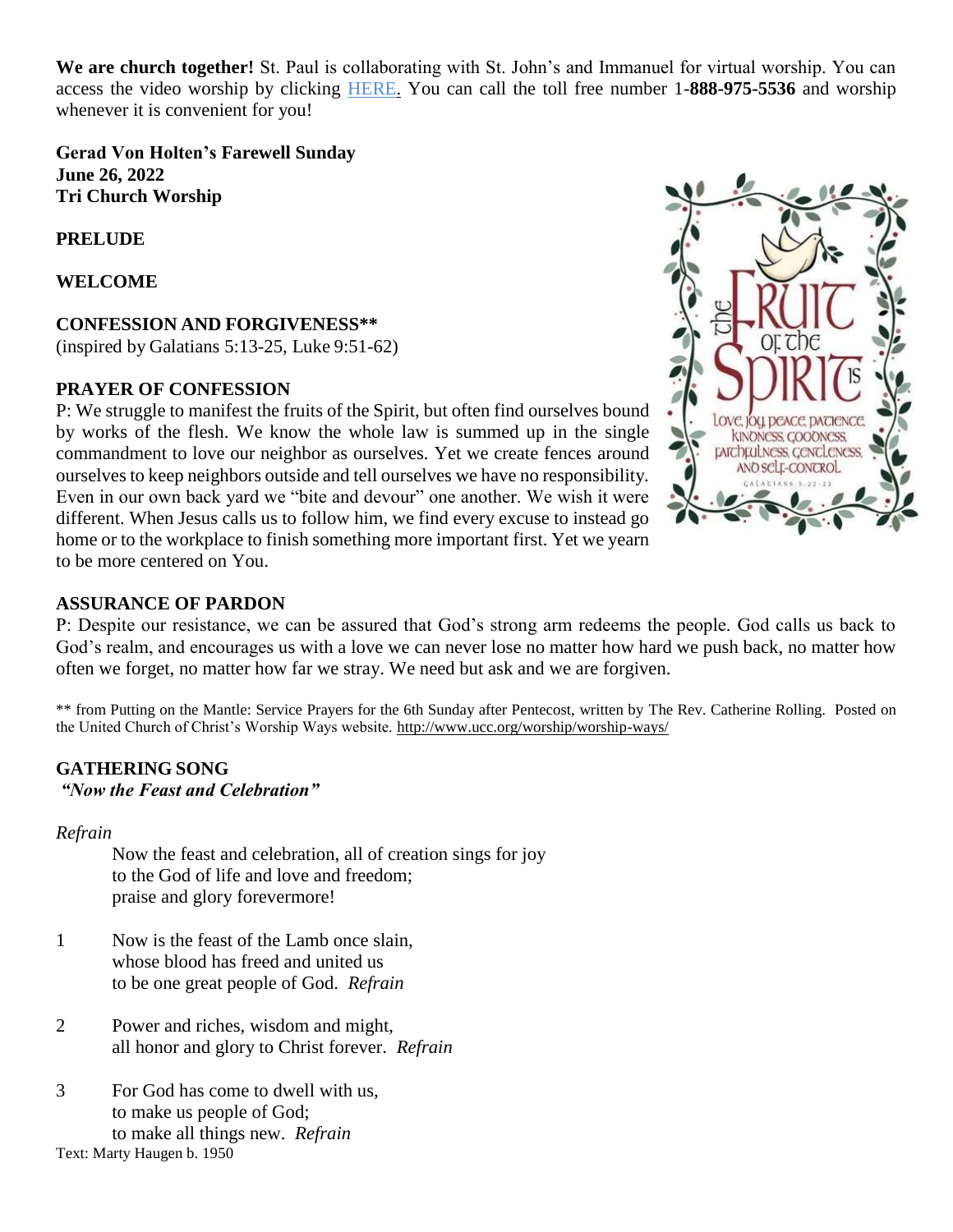**We are church together!** St. Paul is collaborating with St. John's and Immanuel for virtual worship. You can access the video worship by clicking HERE. You can call the toll free number 1-**888-975-5536** and worship whenever it is convenient for you!

**Gerad Von Holten's Farewell Sunday**
**June 26, 2022**
**Tri Church Worship**

**PRELUDE**

**WELCOME**

**CONFESSION AND FORGIVENESS****
(inspired by Galatians 5:13-25, Luke 9:51-62)

**PRAYER OF CONFESSION**

P: We struggle to manifest the fruits of the Spirit, but often find ourselves bound by works of the flesh. We know the whole law is summed up in the single commandment to love our neighbor as ourselves. Yet we create fences around ourselves to keep neighbors outside and tell ourselves we have no responsibility. Even in our own back yard we "bite and devour" one another. We wish it were different. When Jesus calls us to follow him, we find every excuse to instead go home or to the workplace to finish something more important first. Yet we yearn to be more centered on You.

the Fruit of the Spirit is
Love, Joy, Peace, Patience, Kindness, Goodness, Faithfulness, Gentleness, and Self-Control
GALATIANS 5:22-23

**ASSURANCE OF PARDON**

P: Despite our resistance, we can be assured that God's strong arm redeems the people. God calls us back to God's realm, and encourages us with a love we can never lose no matter how hard we push back, no matter how often we forget, no matter how far we stray. We need but ask and we are forgiven.

** from Putting on the Mantle: Service Prayers for the 6th Sunday after Pentecost, written by The Rev. Catherine Rolling. Posted on the United Church of Christ's Worship Ways website. http://www.ucc.org/worship/worship-ways/

**GATHERING SONG**
***"Now the Feast and Celebration"***

*Refrain*

Now the feast and celebration, all of creation sings for joy
to the God of life and love and freedom;
praise and glory forevermore!

1 Now is the feast of the Lamb once slain,
whose blood has freed and united us
to be one great people of God. *Refrain*

2 Power and riches, wisdom and might,
all honor and glory to Christ forever. *Refrain*

3 For God has come to dwell with us,
to make us people of God;
to make all things new. *Refrain*

Text: Marty Haugen b. 1950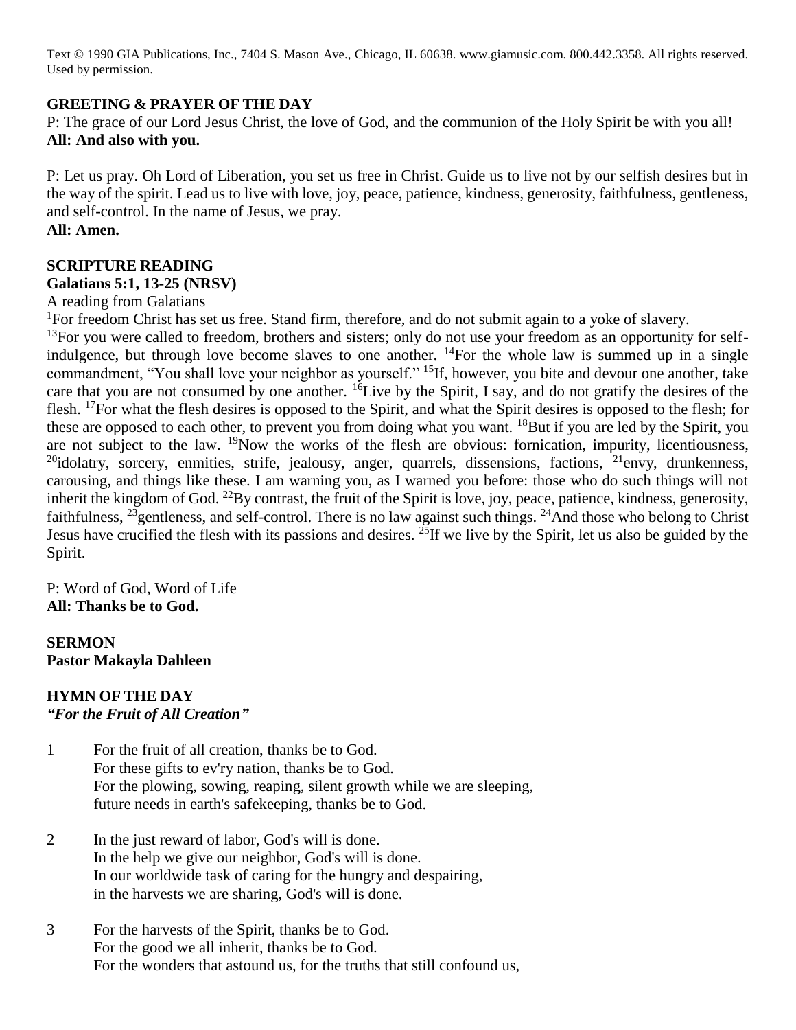Text © 1990 GIA Publications, Inc., 7404 S. Mason Ave., Chicago, IL 60638. www.giamusic.com. 800.442.3358. All rights reserved. Used by permission.

**GREETING & PRAYER OF THE DAY**

P: The grace of our Lord Jesus Christ, the love of God, and the communion of the Holy Spirit be with you all!
**All: And also with you.**

P: Let us pray. Oh Lord of Liberation, you set us free in Christ. Guide us to live not by our selfish desires but in the way of the spirit. Lead us to live with love, joy, peace, patience, kindness, generosity, faithfulness, gentleness, and self-control. In the name of Jesus, we pray.
**All: Amen.**

**SCRIPTURE READING**
**Galatians 5:1, 13-25 (NRSV)**

A reading from Galatians

[1]For freedom Christ has set us free. Stand firm, therefore, and do not submit again to a yoke of slavery. [13]For you were called to freedom, brothers and sisters; only do not use your freedom as an opportunity for self-indulgence, but through love become slaves to one another. [14]For the whole law is summed up in a single commandment, "You shall love your neighbor as yourself." [15]If, however, you bite and devour one another, take care that you are not consumed by one another. [16]Live by the Spirit, I say, and do not gratify the desires of the flesh. [17]For what the flesh desires is opposed to the Spirit, and what the Spirit desires is opposed to the flesh; for these are opposed to each other, to prevent you from doing what you want. [18]But if you are led by the Spirit, you are not subject to the law. [19]Now the works of the flesh are obvious: fornication, impurity, licentiousness, [20]idolatry, sorcery, enmities, strife, jealousy, anger, quarrels, dissensions, factions, [21]envy, drunkenness, carousing, and things like these. I am warning you, as I warned you before: those who do such things will not inherit the kingdom of God. [22]By contrast, the fruit of the Spirit is love, joy, peace, patience, kindness, generosity, faithfulness, [23]gentleness, and self-control. There is no law against such things. [24]And those who belong to Christ Jesus have crucified the flesh with its passions and desires. [25]If we live by the Spirit, let us also be guided by the Spirit.

P: Word of God, Word of Life
**All: Thanks be to God.**

**SERMON**
**Pastor Makayla Dahleen**

**HYMN OF THE DAY**
***"For the Fruit of All Creation"***

1. For the fruit of all creation, thanks be to God.
   For these gifts to ev'ry nation, thanks be to God.
   For the plowing, sowing, reaping, silent growth while we are sleeping,
   future needs in earth's safekeeping, thanks be to God.

2. In the just reward of labor, God's will is done.
   In the help we give our neighbor, God's will is done.
   In our worldwide task of caring for the hungry and despairing,
   in the harvests we are sharing, God's will is done.

3. For the harvests of the Spirit, thanks be to God.
   For the good we all inherit, thanks be to God.
   For the wonders that astound us, for the truths that still confound us,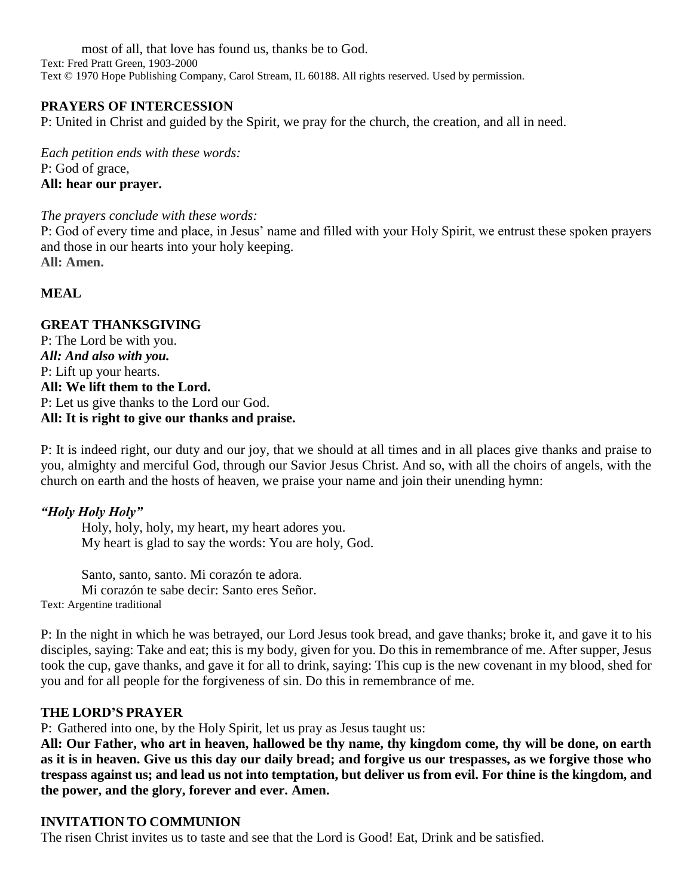most of all, that love has found us, thanks be to God.

Text: Fred Pratt Green, 1903-2000
Text © 1970 Hope Publishing Company, Carol Stream, IL 60188. All rights reserved. Used by permission.

**PRAYERS OF INTERCESSION**

P: United in Christ and guided by the Spirit, we pray for the church, the creation, and all in need.

*Each petition ends with these words:*
P: God of grace,
**All: hear our prayer.**

*The prayers conclude with these words:*
P: God of every time and place, in Jesus' name and filled with your Holy Spirit, we entrust these spoken prayers and those in our hearts into your holy keeping.
**All: Amen.**

**MEAL**

**GREAT THANKSGIVING**

P: The Lord be with you.
***All: And also with you.***
P: Lift up your hearts.
**All: We lift them to the Lord.**
P: Let us give thanks to the Lord our God.
**All: It is right to give our thanks and praise.**

P: It is indeed right, our duty and our joy, that we should at all times and in all places give thanks and praise to you, almighty and merciful God, through our Savior Jesus Christ. And so, with all the choirs of angels, with the church on earth and the hosts of heaven, we praise your name and join their unending hymn:

***"Holy Holy Holy"***

Holy, holy, holy, my heart, my heart adores you.
My heart is glad to say the words: You are holy, God.

Santo, santo, santo. Mi corazón te adora.
Mi corazón te sabe decir: Santo eres Señor.

Text: Argentine traditional

P: In the night in which he was betrayed, our Lord Jesus took bread, and gave thanks; broke it, and gave it to his disciples, saying: Take and eat; this is my body, given for you. Do this in remembrance of me. After supper, Jesus took the cup, gave thanks, and gave it for all to drink, saying: This cup is the new covenant in my blood, shed for you and for all people for the forgiveness of sin. Do this in remembrance of me.

**THE LORD'S PRAYER**

P: Gathered into one, by the Holy Spirit, let us pray as Jesus taught us:
**All: Our Father, who art in heaven, hallowed be thy name, thy kingdom come, thy will be done, on earth as it is in heaven. Give us this day our daily bread; and forgive us our trespasses, as we forgive those who trespass against us; and lead us not into temptation, but deliver us from evil. For thine is the kingdom, and the power, and the glory, forever and ever. Amen.**

**INVITATION TO COMMUNION**

The risen Christ invites us to taste and see that the Lord is Good! Eat, Drink and be satisfied.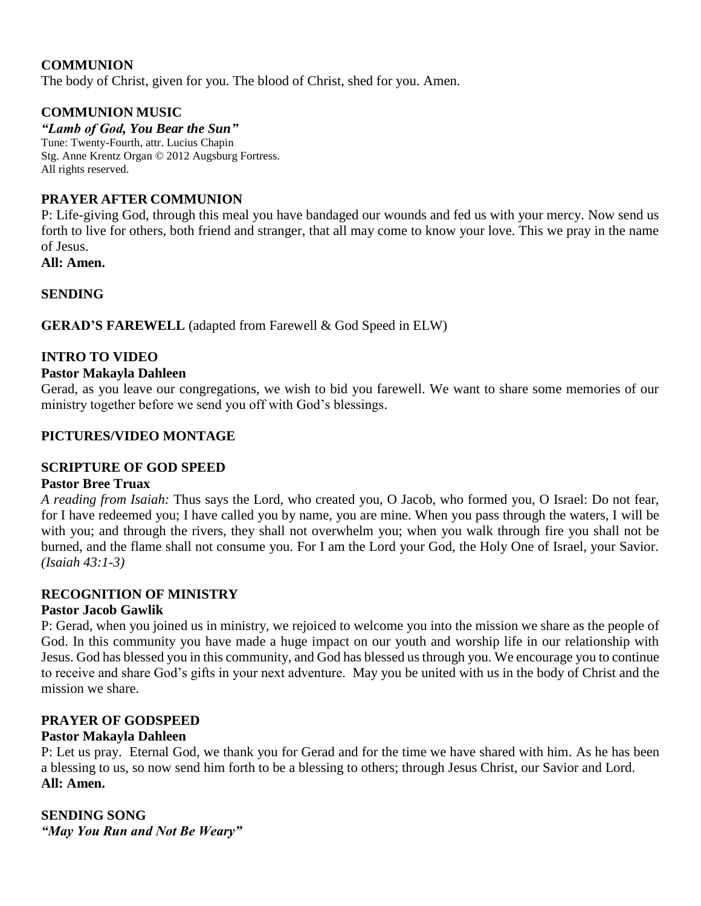**COMMUNION**

The body of Christ, given for you. The blood of Christ, shed for you. Amen.

**COMMUNION MUSIC**

***"Lamb of God, You Bear the Sun"***

Tune: Twenty-Fourth, attr. Lucius Chapin
Stg. Anne Krentz Organ © 2012 Augsburg Fortress.
All rights reserved.

**PRAYER AFTER COMMUNION**

P: Life-giving God, through this meal you have bandaged our wounds and fed us with your mercy. Now send us forth to live for others, both friend and stranger, that all may come to know your love. This we pray in the name of Jesus.

**All: Amen.**

**SENDING**

**GERAD'S FAREWELL** (adapted from Farewell & God Speed in ELW)

**INTRO TO VIDEO**

**Pastor Makayla Dahleen**

Gerad, as you leave our congregations, we wish to bid you farewell. We want to share some memories of our ministry together before we send you off with God's blessings.

**PICTURES/VIDEO MONTAGE**

**SCRIPTURE OF GOD SPEED**

**Pastor Bree Truax**

*A reading from Isaiah:* Thus says the Lord, who created you, O Jacob, who formed you, O Israel: Do not fear, for I have redeemed you; I have called you by name, you are mine. When you pass through the waters, I will be with you; and through the rivers, they shall not overwhelm you; when you walk through fire you shall not be burned, and the flame shall not consume you. For I am the Lord your God, the Holy One of Israel, your Savior. *(Isaiah 43:1-3)*

**RECOGNITION OF MINISTRY**

**Pastor Jacob Gawlik**

P: Gerad, when you joined us in ministry, we rejoiced to welcome you into the mission we share as the people of God. In this community you have made a huge impact on our youth and worship life in our relationship with Jesus. God has blessed you in this community, and God has blessed us through you. We encourage you to continue to receive and share God's gifts in your next adventure. May you be united with us in the body of Christ and the mission we share.

**PRAYER OF GODSPEED**

**Pastor Makayla Dahleen**

P: Let us pray. Eternal God, we thank you for Gerad and for the time we have shared with him. As he has been a blessing to us, so now send him forth to be a blessing to others; through Jesus Christ, our Savior and Lord.

**All: Amen.**

**SENDING SONG**

***"May You Run and Not Be Weary"***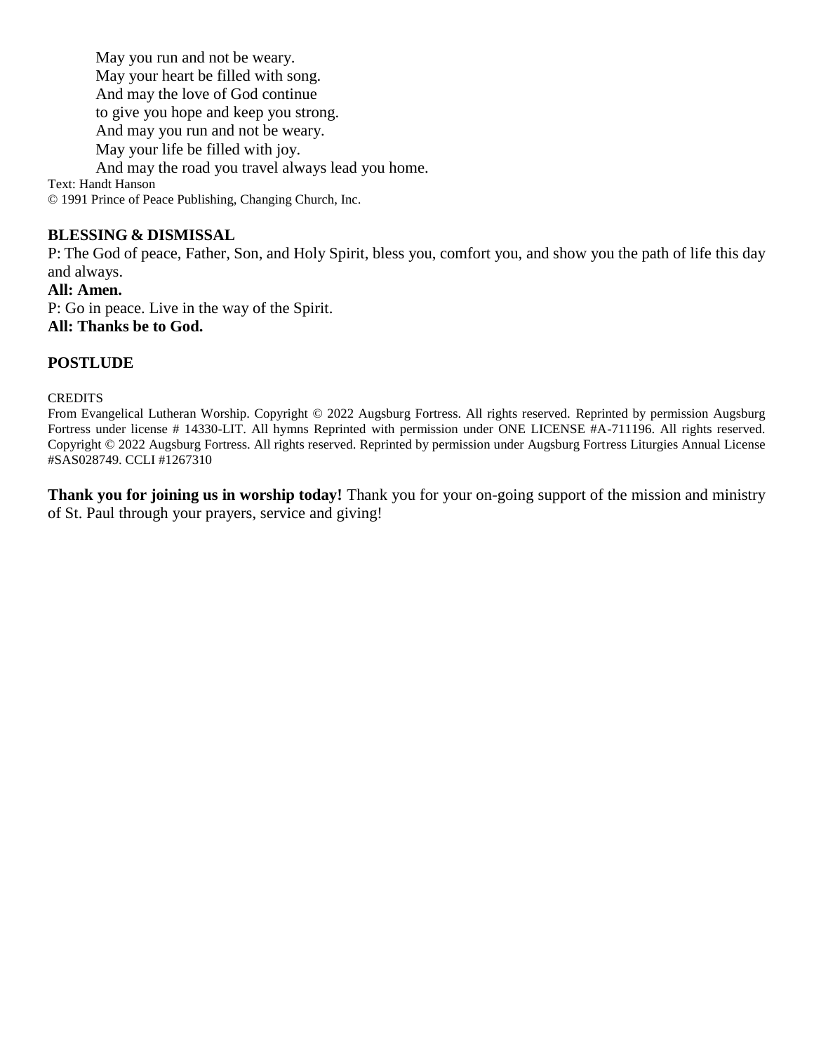May you run and not be weary.
May your heart be filled with song.
And may the love of God continue
to give you hope and keep you strong.
And may you run and not be weary.
May your life be filled with joy.
And may the road you travel always lead you home.

Text: Handt Hanson
© 1991 Prince of Peace Publishing, Changing Church, Inc.

## BLESSING & DISMISSAL

P: The God of peace, Father, Son, and Holy Spirit, bless you, comfort you, and show you the path of life this day and always.
**All: Amen.**
P: Go in peace. Live in the way of the Spirit.
**All: Thanks be to God.**

## POSTLUDE

CREDITS
From Evangelical Lutheran Worship. Copyright © 2022 Augsburg Fortress. All rights reserved. Reprinted by permission Augsburg Fortress under license # 14330-LIT. All hymns Reprinted with permission under ONE LICENSE #A-711196. All rights reserved. Copyright © 2022 Augsburg Fortress. All rights reserved. Reprinted by permission under Augsburg Fortress Liturgies Annual License #SAS028749. CCLI #1267310

**Thank you for joining us in worship today!** Thank you for your on-going support of the mission and ministry of St. Paul through your prayers, service and giving!